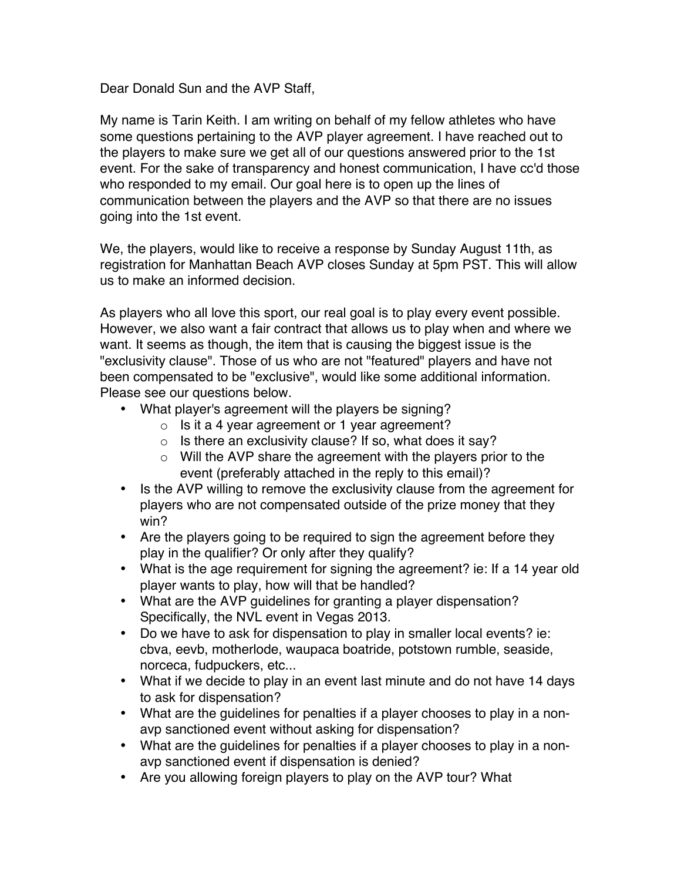Dear Donald Sun and the AVP Staff,

My name is Tarin Keith. I am writing on behalf of my fellow athletes who have some questions pertaining to the AVP player agreement. I have reached out to the players to make sure we get all of our questions answered prior to the 1st event. For the sake of transparency and honest communication, I have cc'd those who responded to my email. Our goal here is to open up the lines of communication between the players and the AVP so that there are no issues going into the 1st event.

We, the players, would like to receive a response by Sunday August 11th, as registration for Manhattan Beach AVP closes Sunday at 5pm PST. This will allow us to make an informed decision.

As players who all love this sport, our real goal is to play every event possible. However, we also want a fair contract that allows us to play when and where we want. It seems as though, the item that is causing the biggest issue is the "exclusivity clause". Those of us who are not "featured" players and have not been compensated to be "exclusive", would like some additional information. Please see our questions below.

- What player's agreement will the players be signing?
  - Is it a 4 year agreement or 1 year agreement?
  - Is there an exclusivity clause? If so, what does it say?
  - Will the AVP share the agreement with the players prior to the event (preferably attached in the reply to this email)?
- Is the AVP willing to remove the exclusivity clause from the agreement for players who are not compensated outside of the prize money that they win?
- Are the players going to be required to sign the agreement before they play in the qualifier? Or only after they qualify?
- What is the age requirement for signing the agreement? ie: If a 14 year old player wants to play, how will that be handled?
- What are the AVP guidelines for granting a player dispensation? Specifically, the NVL event in Vegas 2013.
- Do we have to ask for dispensation to play in smaller local events? ie: cbva, eevb, motherlode, waupaca boatride, potstown rumble, seaside, norceca, fudpuckers, etc...
- What if we decide to play in an event last minute and do not have 14 days to ask for dispensation?
- What are the guidelines for penalties if a player chooses to play in a non-avp sanctioned event without asking for dispensation?
- What are the guidelines for penalties if a player chooses to play in a non-avp sanctioned event if dispensation is denied?
- Are you allowing foreign players to play on the AVP tour? What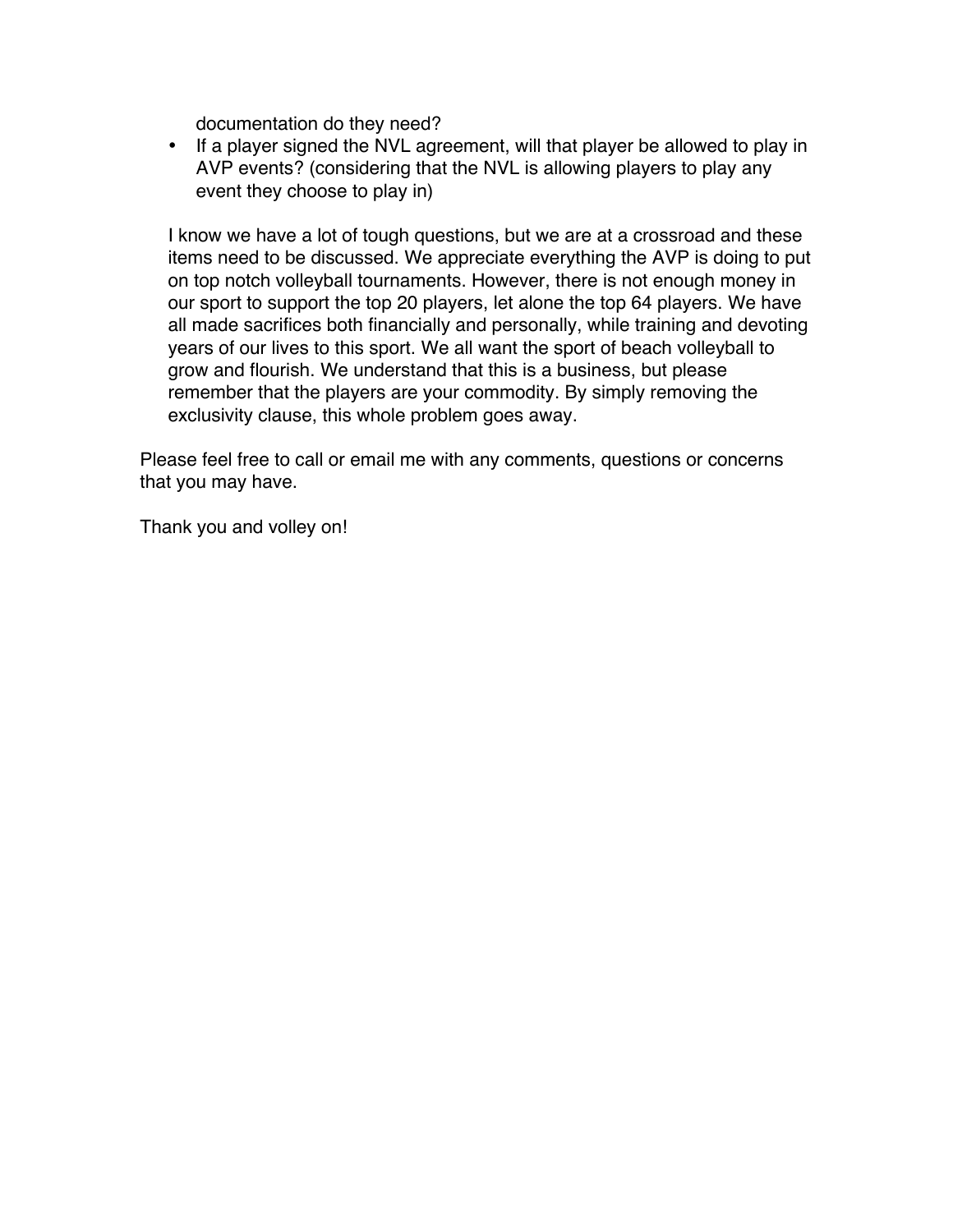documentation do they need?

- If a player signed the NVL agreement, will that player be allowed to play in AVP events? (considering that the NVL is allowing players to play any event they choose to play in)

I know we have a lot of tough questions, but we are at a crossroad and these items need to be discussed. We appreciate everything the AVP is doing to put on top notch volleyball tournaments. However, there is not enough money in our sport to support the top 20 players, let alone the top 64 players. We have all made sacrifices both financially and personally, while training and devoting years of our lives to this sport. We all want the sport of beach volleyball to grow and flourish. We understand that this is a business, but please remember that the players are your commodity. By simply removing the exclusivity clause, this whole problem goes away.

Please feel free to call or email me with any comments, questions or concerns that you may have.

Thank you and volley on!